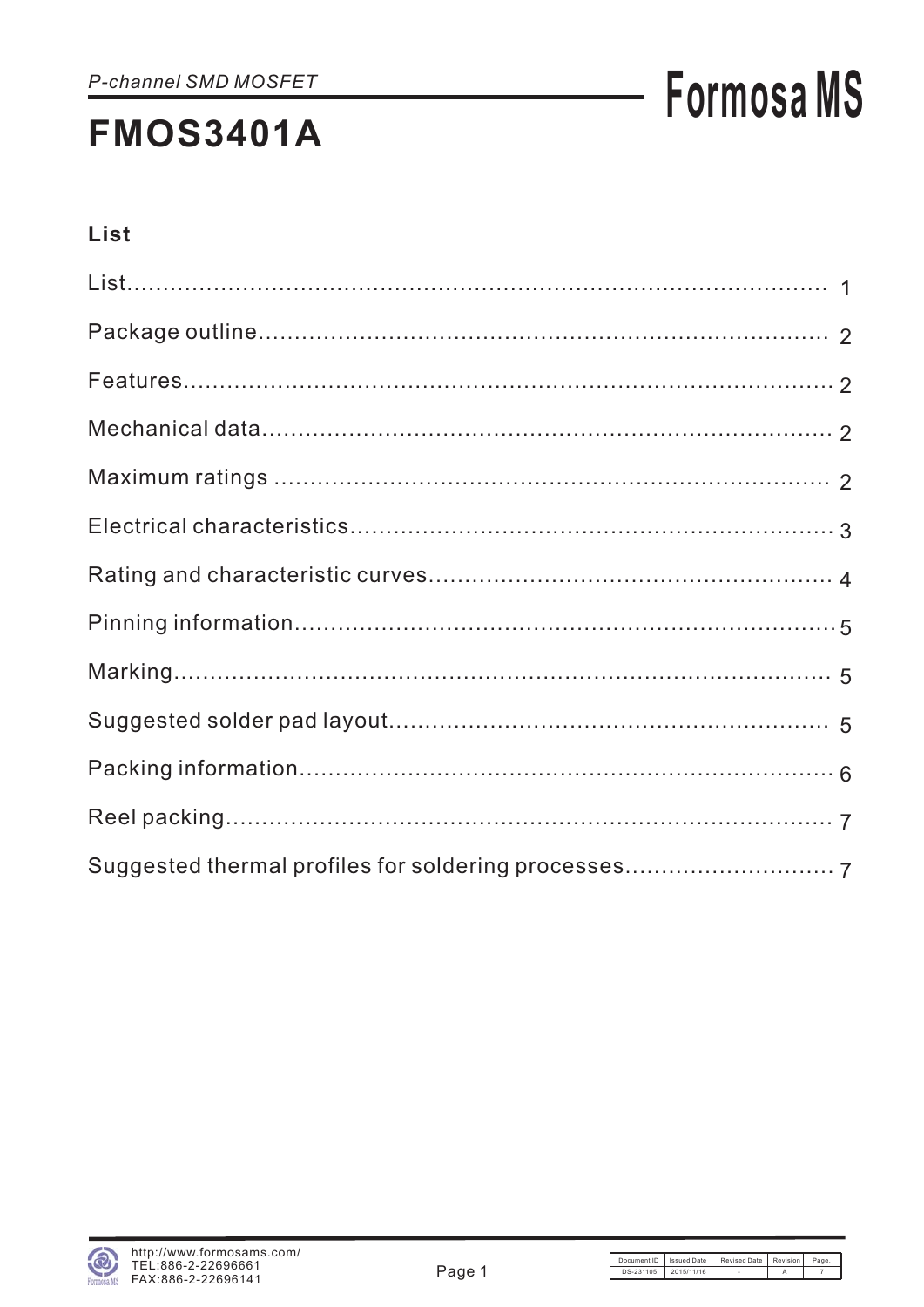*P-channel SMD MOSFET*

# FMOS3401A

## List

| | |
|---|---|
| List | 1 |
| Package outline | 2 |
| Features | 2 |
| Mechanical data | 2 |
| Maximum ratings | 2 |
| Electrical characteristics | 3 |
| Rating and characteristic curves | 4 |
| Pinning information | 5 |
| Marking | 5 |
| Suggested solder pad layout | 5 |
| Packing information | 6 |
| Reel packing | 7 |
| Suggested thermal profiles for soldering processes | 7 |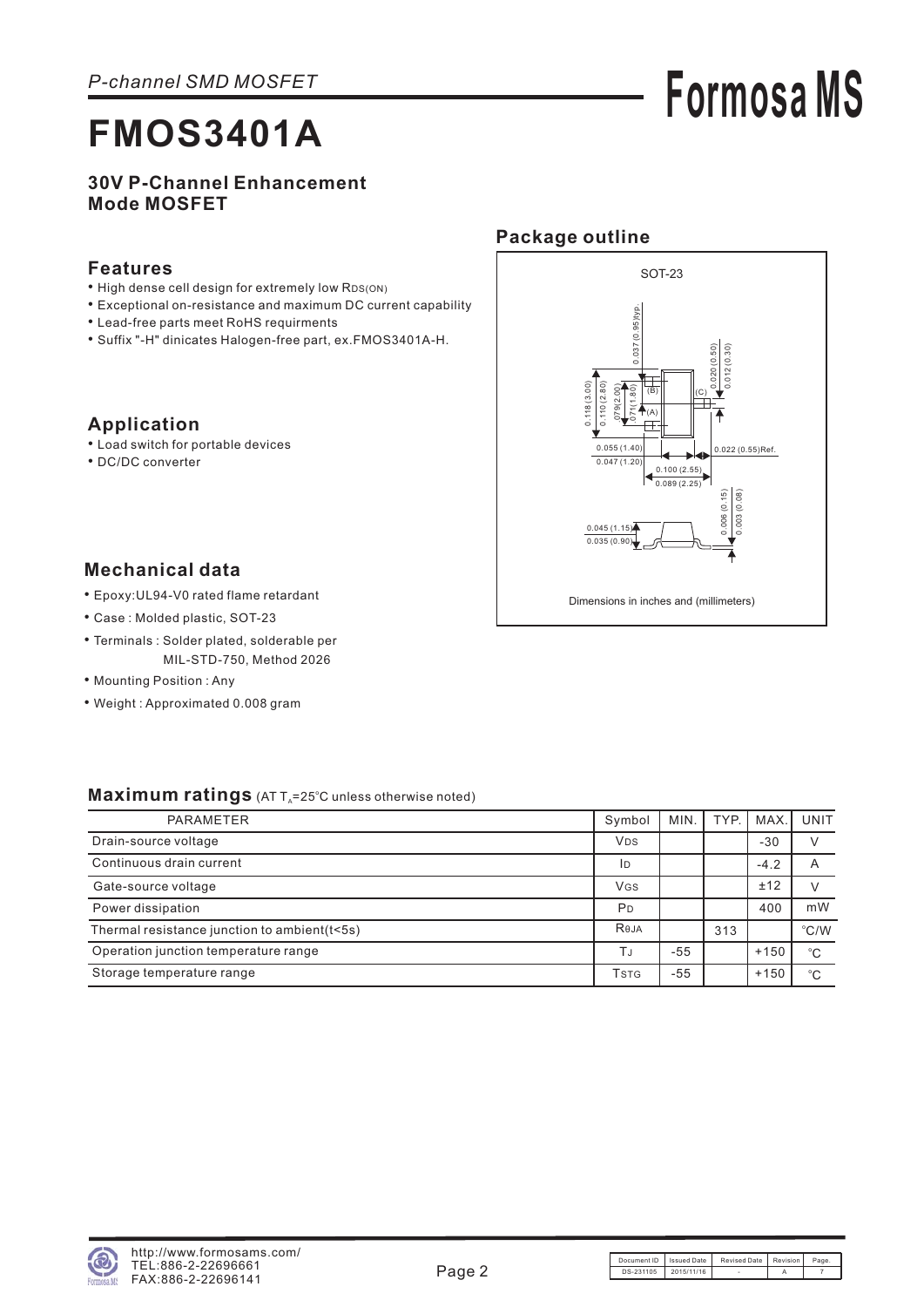*P-channel SMD MOSFET*

# FMOS3401A

**30V P-Channel Enhancement Mode MOSFET**

## Features

- High dense cell design for extremely low $R_{DS(ON)}$
- Exceptional on-resistance and maximum DC current capability
- Lead-free parts meet RoHS requirments
- Suffix "-H" dinicates Halogen-free part, ex.FMOS3401A-H.

## Application

- Load switch for portable devices
- DC/DC converter

## Package outline

SOT-23

Dimensions in inches and (millimeters)

## Mechanical data

- Epoxy:UL94-V0 rated flame retardant
- Case : Molded plastic, SOT-23
- Terminals : Solder plated, solderable per MIL-STD-750, Method 2026
- Mounting Position : Any
- Weight : Approximated 0.008 gram

## Maximum ratings (AT $T_A$=25°C unless otherwise noted)

| PARAMETER | Symbol | MIN. | TYP. | MAX. | UNIT |
|---|---|---|---|---|---|
| Drain-source voltage | $V_{DS}$ | | | -30 | V |
| Continuous drain current | $I_D$ | | | -4.2 | A |
| Gate-source voltage | $V_{GS}$ | | | ±12 | V |
| Power dissipation | $P_D$ | | | 400 | mW |
| Thermal resistance junction to ambient(t<5s) | $R_{\theta JA}$ | | 313 | | °C/W |
| Operation junction temperature range | $T_J$ | -55 | | +150 | °C |
| Storage temperature range | $T_{STG}$ | -55 | | +150 | °C |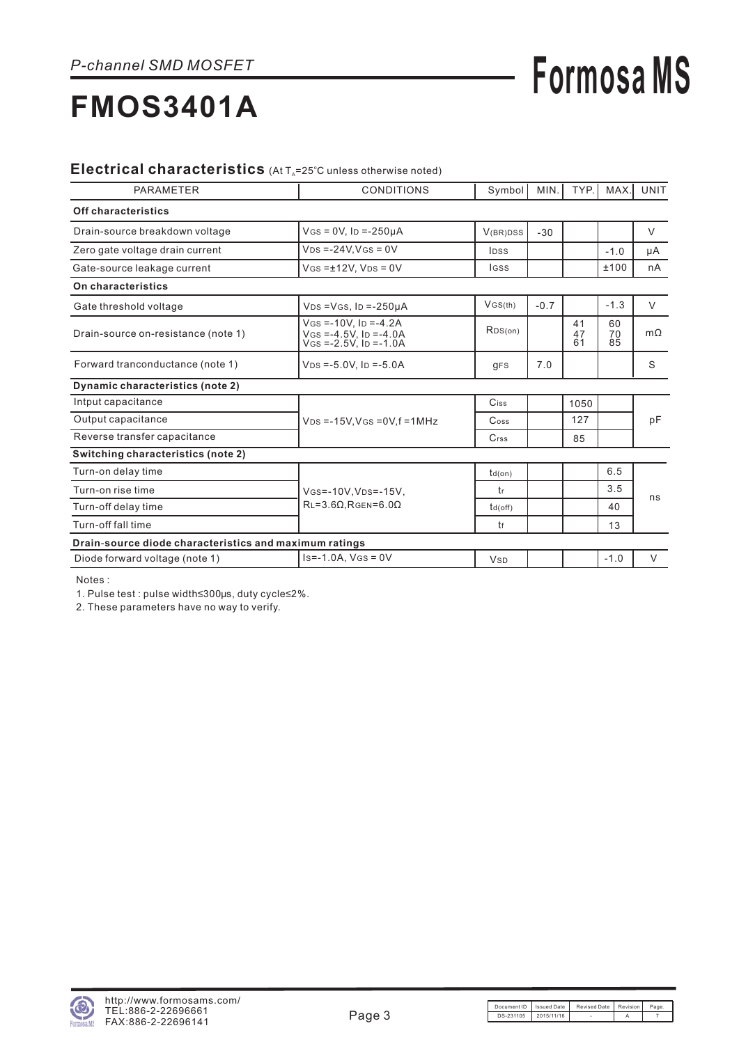*P-channel SMD MOSFET*

# FMOS3401A

## Electrical characteristics (At $T_A$=25°C unless otherwise noted)

| PARAMETER | CONDITIONS | Symbol | MIN. | TYP. | MAX. | UNIT |
|---|---|---|---|---|---|---|
| **Off characteristics** | | | | | | |
| Drain-source breakdown voltage | $V_{GS}$ = 0V, $I_D$ =-250μA | $V_{(BR)DSS}$ | -30 | | | V |
| Zero gate voltage drain current | $V_{DS}$ =-24V,$V_{GS}$ = 0V | $I_{DSS}$ | | | -1.0 | μA |
| Gate-source leakage current | $V_{GS}$ =±12V, $V_{DS}$ = 0V | $I_{GSS}$ | | | ±100 | nA |
| **On characteristics** | | | | | | |
| Gate threshold voltage | $V_{DS}$ =$V_{GS}$, $I_D$ =-250μA | $V_{GS(th)}$ | -0.7 | | -1.3 | V |
| Drain-source on-resistance (note 1) | $V_{GS}$ =-10V, $I_D$ =-4.2A<br>$V_{GS}$ =-4.5V, $I_D$ =-4.0A<br>$V_{GS}$ =-2.5V, $I_D$ =-1.0A | $R_{DS(on)}$ | | 41<br>47<br>61 | 60<br>70<br>85 | mΩ |
| Forward tranconductance (note 1) | $V_{DS}$ =-5.0V, $I_D$ =-5.0A | $g_{FS}$ | 7.0 | | | S |
| **Dynamic characteristics (note 2)** | | | | | | |
| Intput capacitance | $V_{DS}$ =-15V,$V_{GS}$ =0V,f =1MHz | $C_{iss}$ | | 1050 | | pF |
| Output capacitance | | $C_{oss}$ | | 127 | | |
| Reverse transfer capacitance | | $C_{rss}$ | | 85 | | |
| **Switching characteristics (note 2)** | | | | | | |
| Turn-on delay time | $V_{GS}$=-10V,$V_{DS}$=-15V,<br>$R_L$=3.6Ω,$R_{GEN}$=6.0Ω | $t_{d(on)}$ | | | 6.5 | ns |
| Turn-on rise time | | $t_r$ | | | 3.5 | |
| Turn-off delay time | | $t_{d(off)}$ | | | 40 | |
| Turn-off fall time | | $t_f$ | | | 13 | |
| **Drain-source diode characteristics and maximum ratings** | | | | | | |
| Diode forward voltage (note 1) | $I_S$=-1.0A, $V_{GS}$ = 0V | $V_{SD}$ | | | -1.0 | V |

Notes :

1. Pulse test : pulse width≤300μs, duty cycle≤2%.
2. These parameters have no way to verify.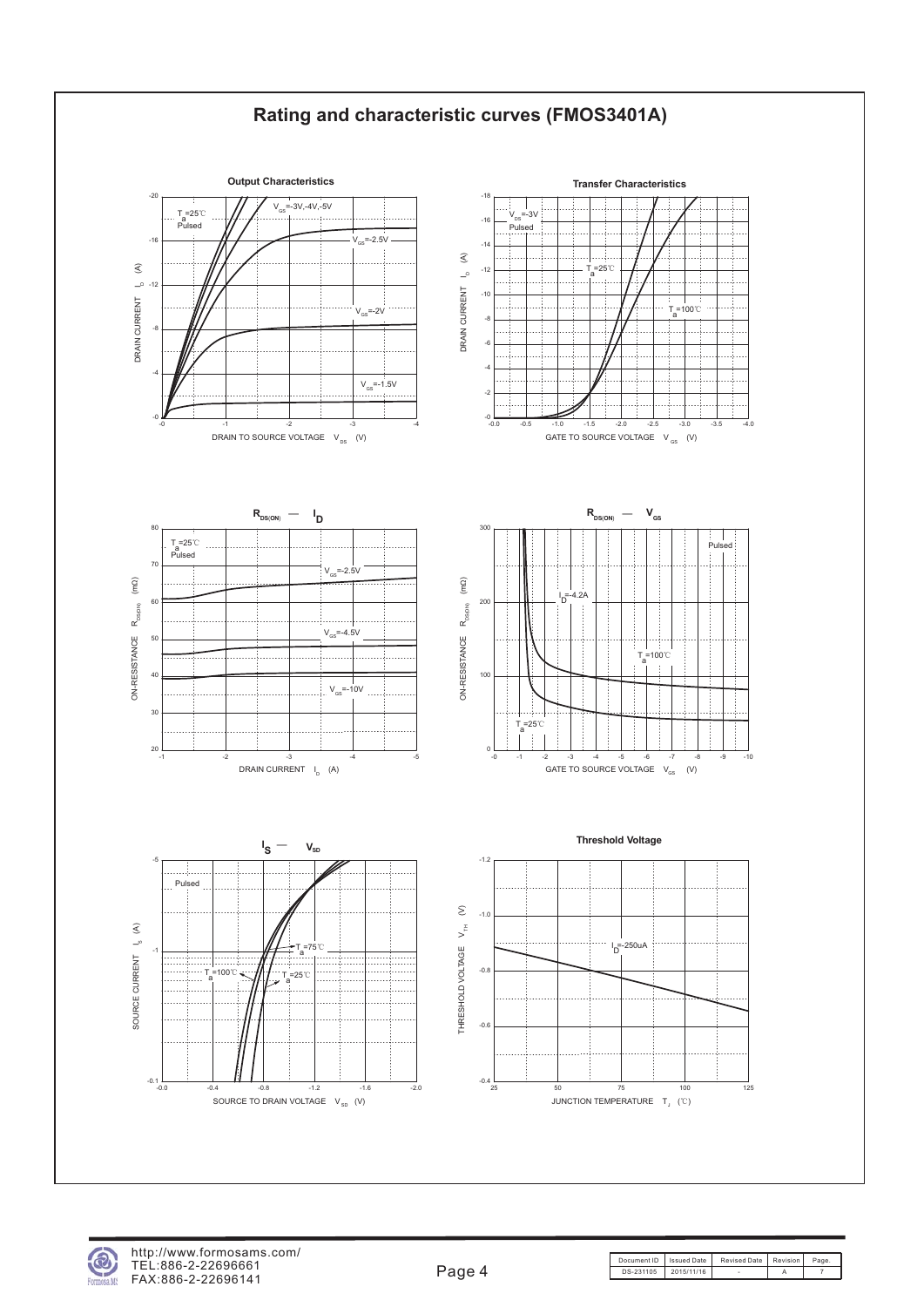# Rating and characteristic curves (FMOS3401A)

### Output Characteristics

$T_a$=25℃
Pulsed

$V_{GS}$=-3V,-4V,-5V
$V_{GS}$=-2.5V
$V_{GS}$=-2V
$V_{GS}$=-1.5V

DRAIN CURRENT $I_D$ (A)

DRAIN TO SOURCE VOLTAGE $V_{DS}$ (V)

### Transfer Characteristics

$V_{DS}$=-3V
Pulsed

$T_a$=25℃
$T_a$=100℃

DRAIN CURRENT $I_D$ (A)

GATE TO SOURCE VOLTAGE $V_{GS}$ (V)

### $R_{DS(ON)}$ — $I_D$

$T_a$=25℃
Pulsed

$V_{GS}$=-2.5V
$V_{GS}$=-4.5V
$V_{GS}$=-10V

ON-RESISTANCE $R_{DS(ON)}$ (mΩ)

DRAIN CURRENT $I_D$ (A)

### $R_{DS(ON)}$ — $V_{GS}$

Pulsed

$I_D$=-4.2A
$T_a$=100℃
$T_a$=25℃

ON-RESISTANCE $R_{DS(ON)}$ (mΩ)

GATE TO SOURCE VOLTAGE $V_{GS}$ (V)

### $I_S$ — $V_{SD}$

Pulsed

$T_a$=75℃
$T_a$=100℃
$T_a$=25℃

SOURCE CURRENT $I_S$ (A)

SOURCE TO DRAIN VOLTAGE $V_{SD}$ (V)

### Threshold Voltage

$I_D$=-250uA

THRESHOLD VOLTAGE $V_{TH}$ (V)

JUNCTION TEMPERATURE $T_J$ (℃)

| Document ID | Issued Date | Revised Date | Revision | Page. |
|---|---|---|---|---|
| DS-231105 | 2015/11/16 | - | A | 7 |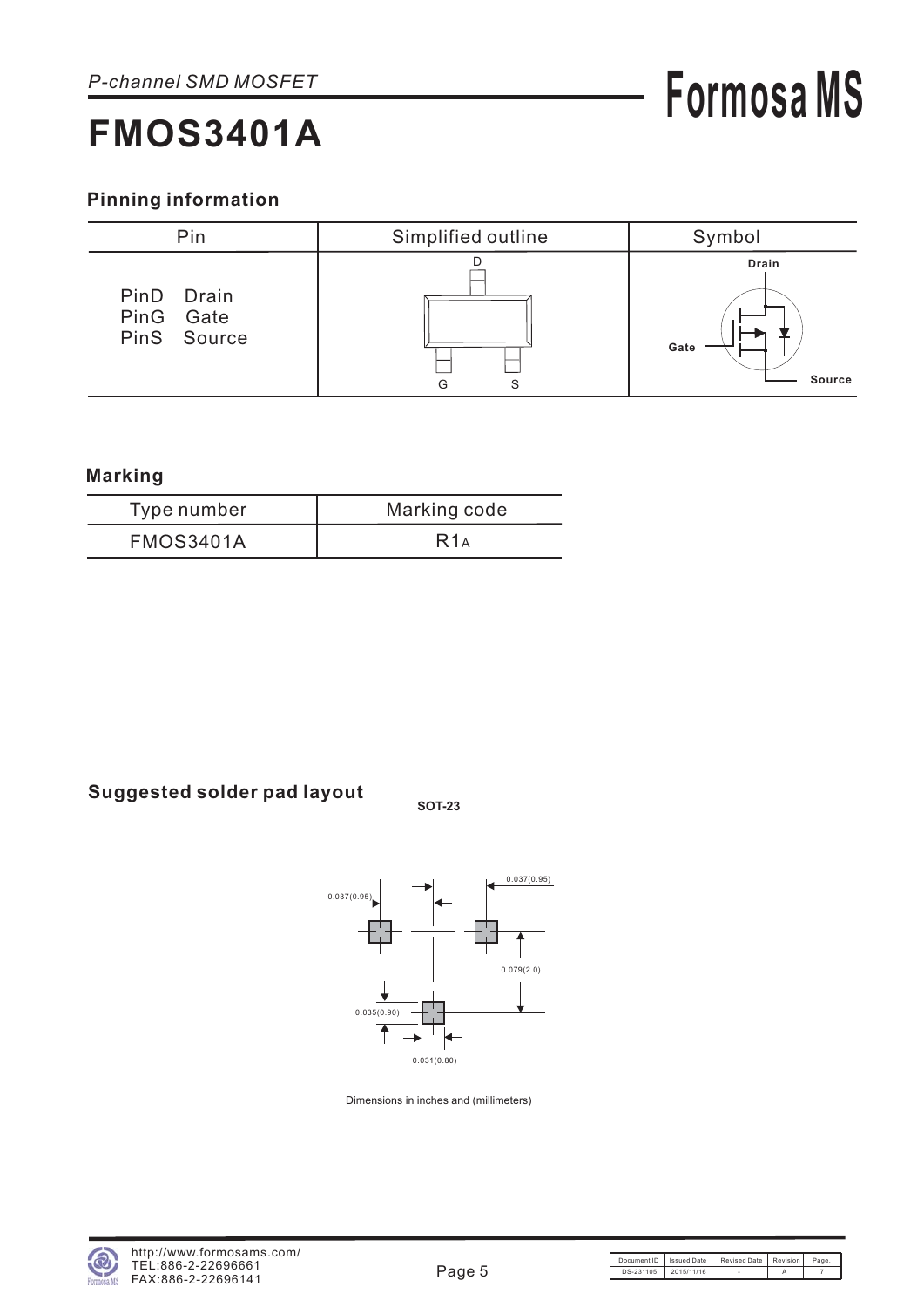*P-channel SMD MOSFET*

# FMOS3401A

## Pinning information

| Pin | Simplified outline | Symbol |
| --- | --- | --- |
| PinD Drain<br>PinG Gate<br>PinS Source | D<br>G S | Drain<br>Gate<br>Source |

## Marking

| Type number | Marking code |
| --- | --- |
| FMOS3401A | R1A |

## Suggested solder pad layout

**SOT-23**

0.037(0.95)

0.037(0.95)

0.079(2.0)

0.035(0.90)

0.031(0.80)

Dimensions in inches and (millimeters)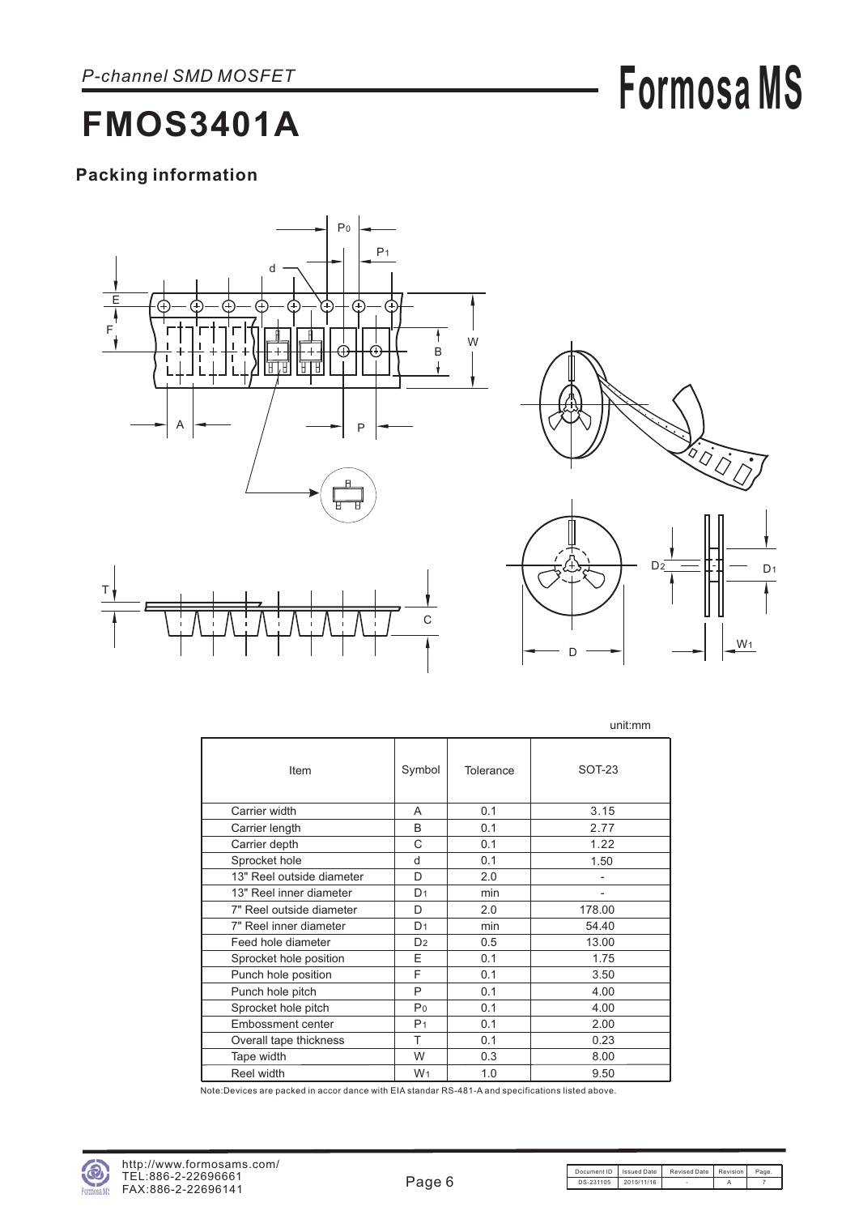# FMOS3401A

*P-channel SMD MOSFET*

## Packing information

unit:mm

| Item | Symbol | Tolerance | SOT-23 |
|---|---|---|---|
| Carrier width | A | 0.1 | 3.15 |
| Carrier length | B | 0.1 | 2.77 |
| Carrier depth | C | 0.1 | 1.22 |
| Sprocket hole | d | 0.1 | 1.50 |
| 13" Reel outside diameter | D | 2.0 | - |
| 13" Reel inner diameter | $D_1$ | min | - |
| 7" Reel outside diameter | D | 2.0 | 178.00 |
| 7" Reel inner diameter | $D_1$ | min | 54.40 |
| Feed hole diameter | $D_2$ | 0.5 | 13.00 |
| Sprocket hole position | E | 0.1 | 1.75 |
| Punch hole position | F | 0.1 | 3.50 |
| Punch hole pitch | P | 0.1 | 4.00 |
| Sprocket hole pitch | $P_0$ | 0.1 | 4.00 |
| Embossment center | $P_1$ | 0.1 | 2.00 |
| Overall tape thickness | T | 0.1 | 0.23 |
| Tape width | W | 0.3 | 8.00 |
| Reel width | $W_1$ | 1.0 | 9.50 |

Note:Devices are packed in accor dance with EIA standar RS-481-A and specifications listed above.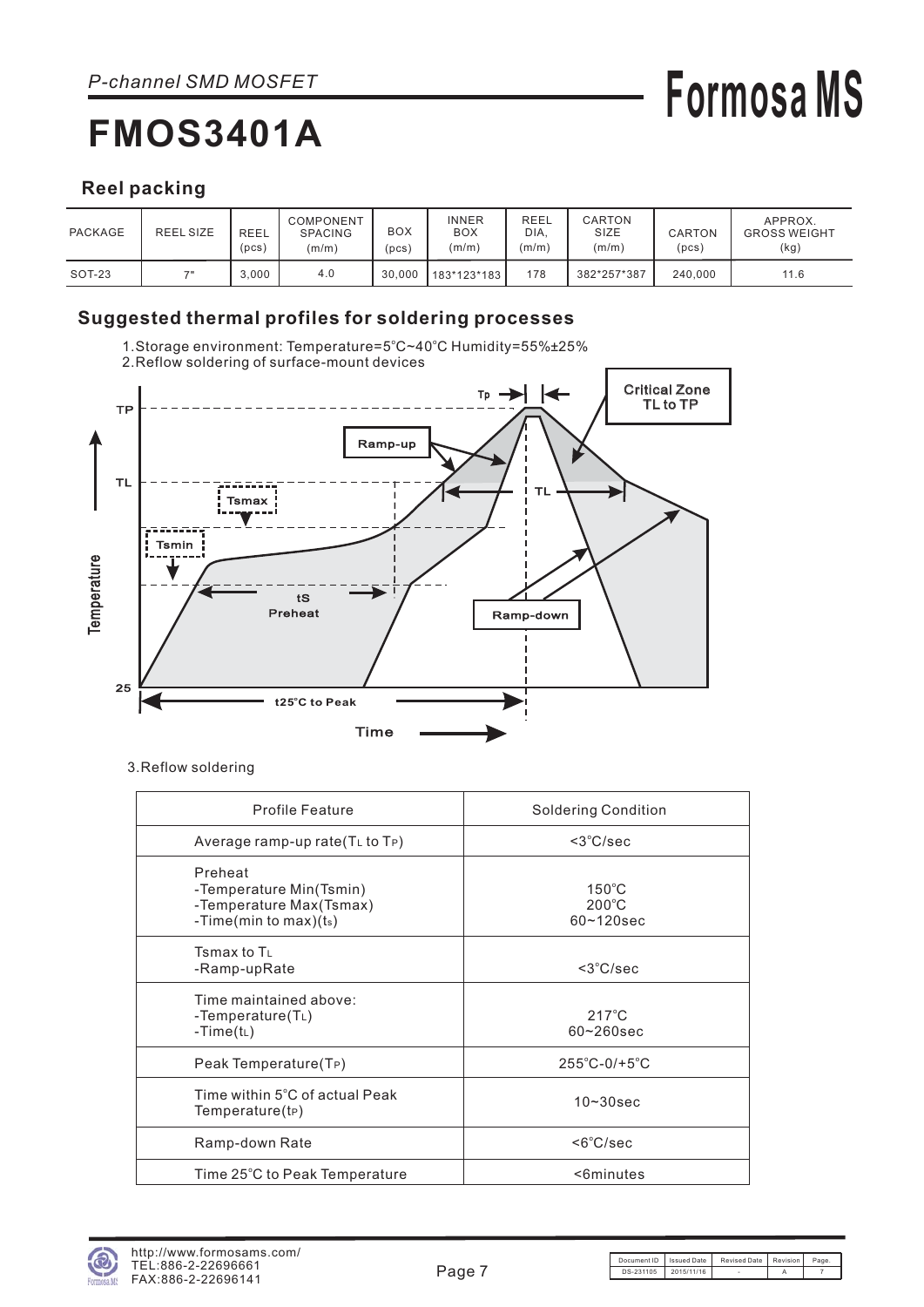*P-channel SMD MOSFET*

# FMOS3401A

## Reel packing

| PACKAGE | REEL SIZE | REEL (pcs) | COMPONENT SPACING (m/m) | BOX (pcs) | INNER BOX (m/m) | REEL DIA. (m/m) | CARTON SIZE (m/m) | CARTON (pcs) | APPROX. GROSS WEIGHT (kg) |
|---|---|---|---|---|---|---|---|---|---|
| SOT-23 | 7" | 3,000 | 4.0 | 30,000 | 183*123*183 | 178 | 382*257*387 | 240,000 | 11.6 |

## Suggested thermal profiles for soldering processes

1.Storage environment: Temperature=5°C~40°C Humidity=55%±25%

2.Reflow soldering of surface-mount devices

Tp

Critical Zone
TL to TP

TP

Ramp-up

TL

TL

Tsmax

Tsmin

tS
Preheat

Ramp-down

Temperature

25

t25°C to Peak

Time

3.Reflow soldering

| Profile Feature | Soldering Condition |
|---|---|
| Average ramp-up rate($T_L$ to $T_P$) | <3°C/sec |
| Preheat<br>-Temperature Min(Tsmin)<br>-Temperature Max(Tsmax)<br>-Time(min to max)($t_s$) | <br>150°C<br>200°C<br>60~120sec |
| Tsmax to $T_L$<br>-Ramp-upRate | <3°C/sec |
| Time maintained above:<br>-Temperature($T_L$)<br>-Time($t_L$) | <br>217°C<br>60~260sec |
| Peak Temperature($T_P$) | 255°C-0/+5°C |
| Time within 5°C of actual Peak Temperature($t_P$) | 10~30sec |
| Ramp-down Rate | <6°C/sec |
| Time 25°C to Peak Temperature | <6minutes |